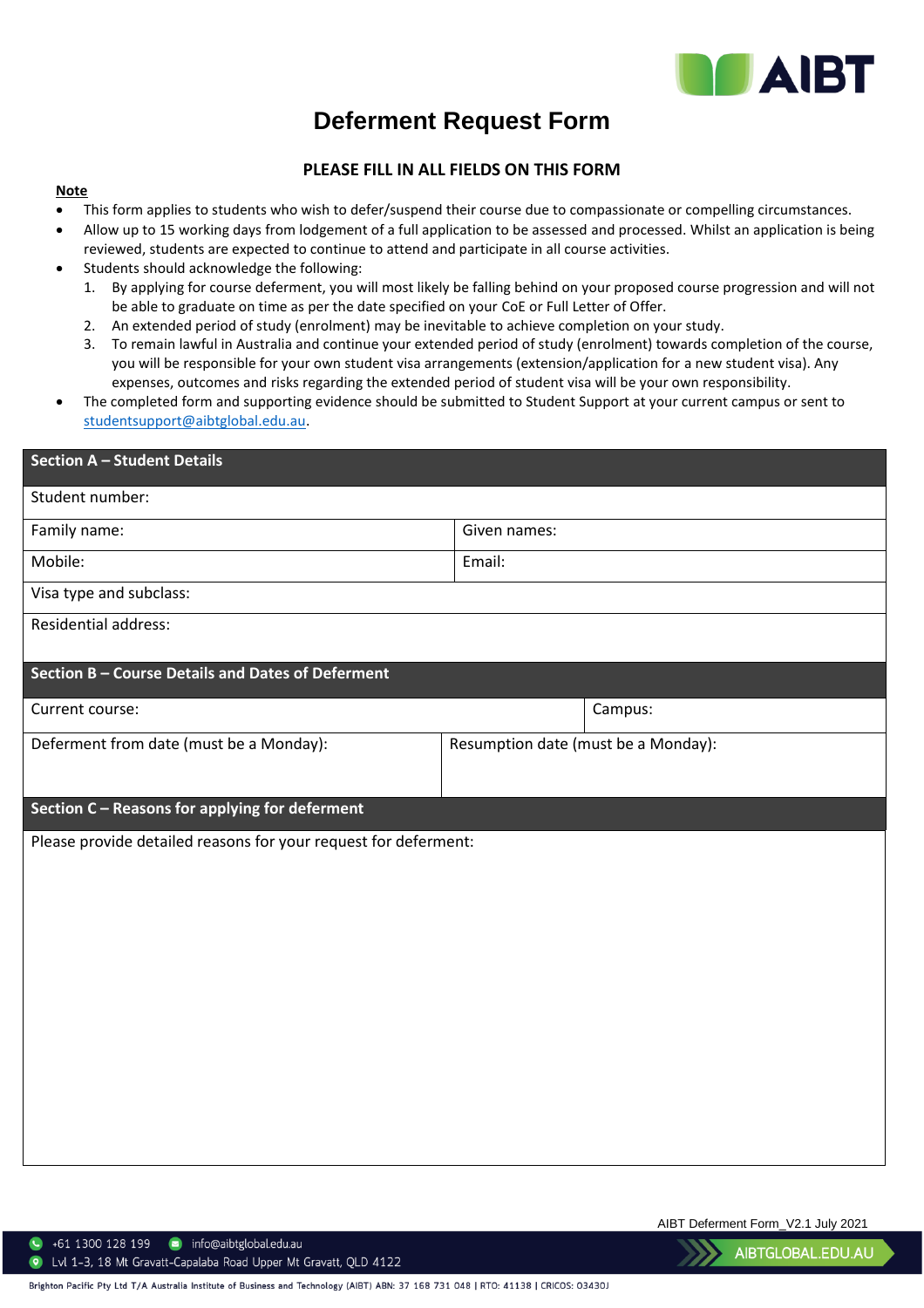# Deferment Request Form

**PLEASE FILL IN ALL FIELDS ON THIS FORM**

**Note**

- This form applies to students who wish to defer/suspend their course due to compassionate or compelling circumstances.
- Allow up to 15 working days from lodgement of a full application to be assessed and processed. Whilst an application is being reviewed, students are expected to continue to attend and participate in all course activities.
- Students should acknowledge the following:
  1. By applying for course deferment, you will most likely be falling behind on your proposed course progression and will not be able to graduate on time as per the date specified on your CoE or Full Letter of Offer.
  2. An extended period of study (enrolment) may be inevitable to achieve completion on your study.
  3. To remain lawful in Australia and continue your extended period of study (enrolment) towards completion of the course, you will be responsible for your own student visa arrangements (extension/application for a new student visa). Any expenses, outcomes and risks regarding the extended period of student visa will be your own responsibility.
- The completed form and supporting evidence should be submitted to Student Support at your current campus or sent to studentsupport@aibtglobal.edu.au.

| **Section A – Student Details** | |
|---|---|
| Student number: | |
| Family name: | Given names: |
| Mobile: | Email: |
| Visa type and subclass: | |
| Residential address: | |

| **Section B – Course Details and Dates of Deferment** | |
|---|---|
| Current course: | Campus: |
| Deferment from date (must be a Monday): | Resumption date (must be a Monday): |

| **Section C – Reasons for applying for deferment** |
|---|
| Please provide detailed reasons for your request for deferment: |

AIBT Deferment Form_V2.1 July 2021

+61 1300 128 199 | info@aibtglobal.edu.au
Lvl 1-3, 18 Mt Gravatt-Capalaba Road Upper Mt Gravatt, QLD 4122
AIBTGLOBAL.EDU.AU

Brighton Pacific Pty Ltd T/A Australia Institute of Business and Technology (AIBT) ABN: 37 168 731 048 | RTO: 41138 | CRICOS: 03430J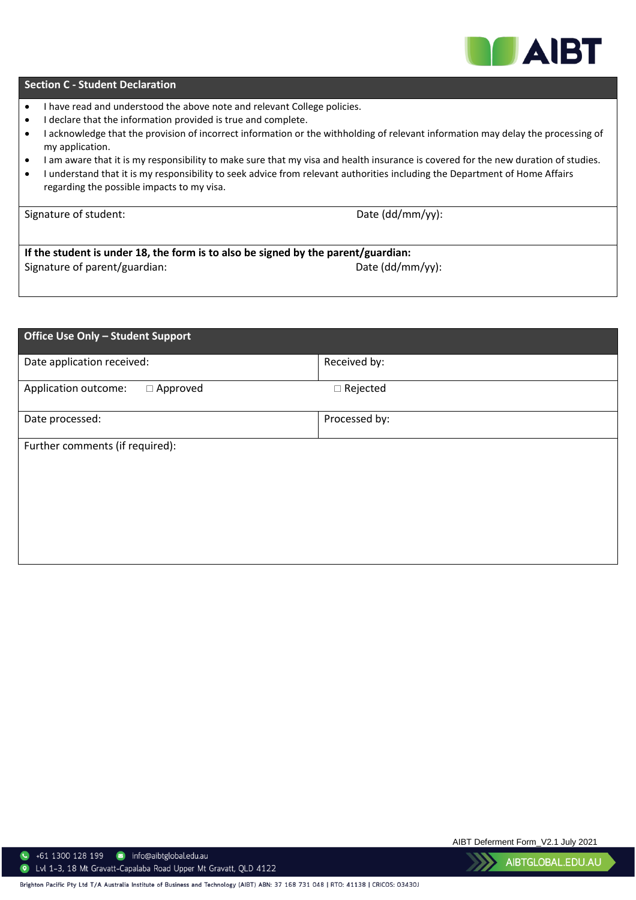## Section C - Student Declaration

- I have read and understood the above note and relevant College policies.
- I declare that the information provided is true and complete.
- I acknowledge that the provision of incorrect information or the withholding of relevant information may delay the processing of my application.
- I am aware that it is my responsibility to make sure that my visa and health insurance is covered for the new duration of studies.
- I understand that it is my responsibility to seek advice from relevant authorities including the Department of Home Affairs regarding the possible impacts to my visa.

| | |
|---|---|
| Signature of student: | Date (dd/mm/yy): |

**If the student is under 18, the form is to also be signed by the parent/guardian:**

| | |
|---|---|
| Signature of parent/guardian: | Date (dd/mm/yy): |

## Office Use Only – Student Support

| | |
|---|---|
| Date application received: | Received by: |
| Application outcome: ☐ Approved | ☐ Rejected |
| Date processed: | Processed by: |
| Further comments (if required): | |

AIBT Deferment Form_V2.1 July 2021

+61 1300 128 199 info@aibtglobal.edu.au
Lvl 1-3, 18 Mt Gravatt-Capalaba Road Upper Mt Gravatt, QLD 4122
AIBTGLOBAL.EDU.AU

Brighton Pacific Pty Ltd T/A Australia Institute of Business and Technology (AIBT) ABN: 37 168 731 048 | RTO: 41138 | CRICOS: 03430J